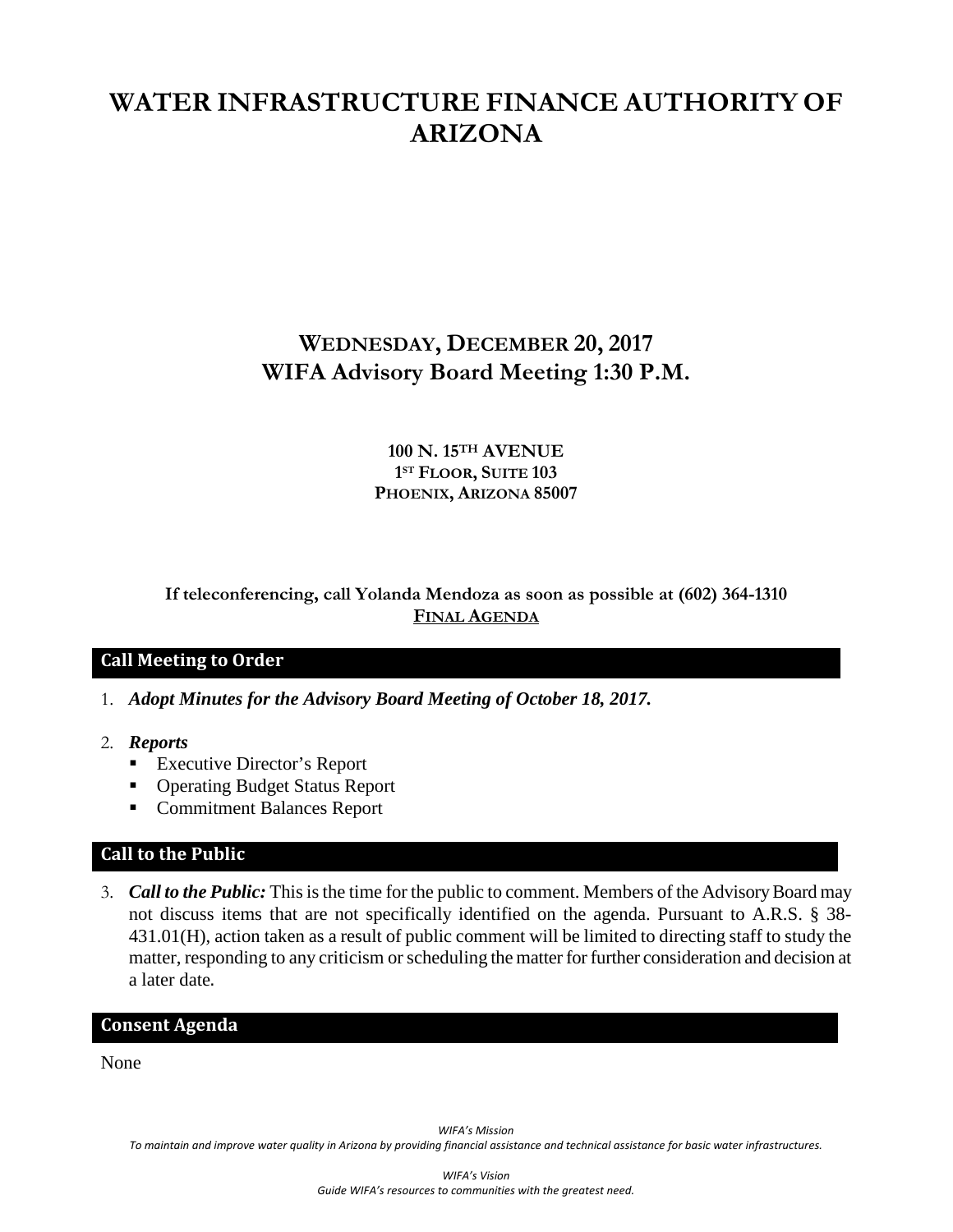# WATER INFRASTRUCTURE FINANCE AUTHORITY OF ARIZONA

## WEDNESDAY, DECEMBER 20, 2017
## WIFA Advisory Board Meeting 1:30 P.M.

**100 N. 15TH AVENUE**
**1ST FLOOR, SUITE 103**
**PHOENIX, ARIZONA 85007**

**If teleconferencing, call Yolanda Mendoza as soon as possible at (602) 364-1310**
**FINAL AGENDA**

## Call Meeting to Order

1. ***Adopt Minutes for the Advisory Board Meeting of October 18, 2017.***

2. ***Reports***
   - Executive Director's Report
   - Operating Budget Status Report
   - Commitment Balances Report

## Call to the Public

3. ***Call to the Public:*** This is the time for the public to comment. Members of the Advisory Board may not discuss items that are not specifically identified on the agenda. Pursuant to A.R.S. § 38-431.01(H), action taken as a result of public comment will be limited to directing staff to study the matter, responding to any criticism or scheduling the matter for further consideration and decision at a later date.

## Consent Agenda

None

*WIFA's Mission*
*To maintain and improve water quality in Arizona by providing financial assistance and technical assistance for basic water infrastructures.*

*WIFA's Vision*
*Guide WIFA's resources to communities with the greatest need.*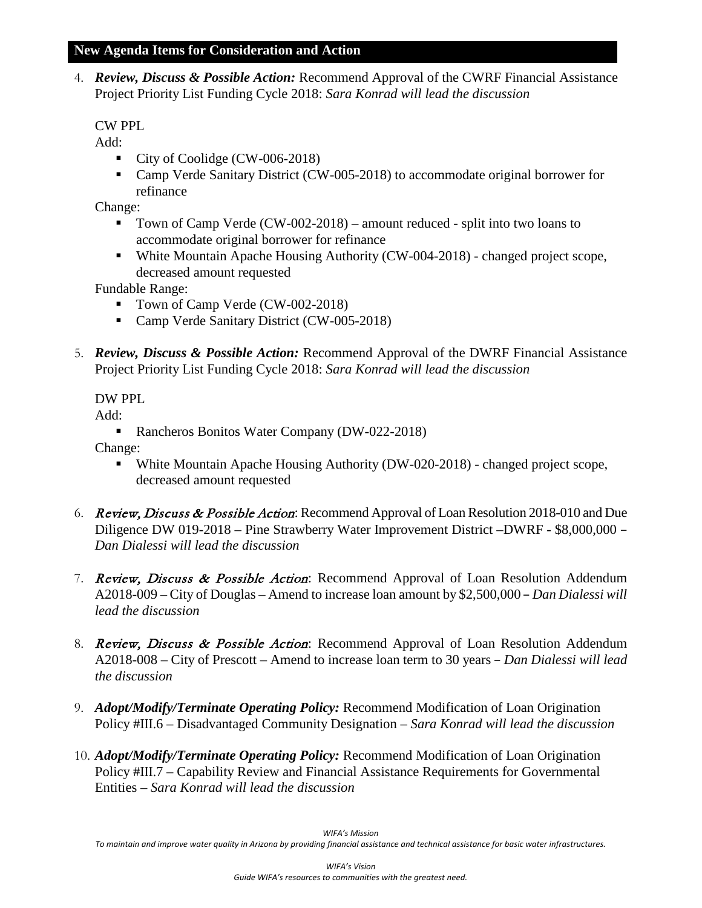## New Agenda Items for Consideration and Action

4. ***Review, Discuss & Possible Action:*** Recommend Approval of the CWRF Financial Assistance Project Priority List Funding Cycle 2018: *Sara Konrad will lead the discussion*

   CW PPL

   Add:

   - City of Coolidge (CW-006-2018)
   - Camp Verde Sanitary District (CW-005-2018) to accommodate original borrower for refinance

   Change:

   - Town of Camp Verde (CW-002-2018) – amount reduced - split into two loans to accommodate original borrower for refinance
   - White Mountain Apache Housing Authority (CW-004-2018) - changed project scope, decreased amount requested

   Fundable Range:

   - Town of Camp Verde (CW-002-2018)
   - Camp Verde Sanitary District (CW-005-2018)

5. ***Review, Discuss & Possible Action:*** Recommend Approval of the DWRF Financial Assistance Project Priority List Funding Cycle 2018: *Sara Konrad will lead the discussion*

   DW PPL

   Add:

   - Rancheros Bonitos Water Company (DW-022-2018)

   Change:

   - White Mountain Apache Housing Authority (DW-020-2018) - changed project scope, decreased amount requested

6. ***Review, Discuss & Possible Action***: Recommend Approval of Loan Resolution 2018-010 and Due Diligence DW 019-2018 – Pine Strawberry Water Improvement District –DWRF - $8,000,000 – *Dan Dialessi will lead the discussion*

7. ***Review, Discuss & Possible Action***: Recommend Approval of Loan Resolution Addendum A2018-009 – City of Douglas – Amend to increase loan amount by $2,500,000 – *Dan Dialessi will lead the discussion*

8. ***Review, Discuss & Possible Action***: Recommend Approval of Loan Resolution Addendum A2018-008 – City of Prescott – Amend to increase loan term to 30 years – *Dan Dialessi will lead the discussion*

9. ***Adopt/Modify/Terminate Operating Policy:*** Recommend Modification of Loan Origination Policy #III.6 – Disadvantaged Community Designation – *Sara Konrad will lead the discussion*

10. ***Adopt/Modify/Terminate Operating Policy:*** Recommend Modification of Loan Origination Policy #III.7 – Capability Review and Financial Assistance Requirements for Governmental Entities – *Sara Konrad will lead the discussion*

*WIFA's Mission*

*To maintain and improve water quality in Arizona by providing financial assistance and technical assistance for basic water infrastructures.*

*WIFA's Vision*

*Guide WIFA's resources to communities with the greatest need.*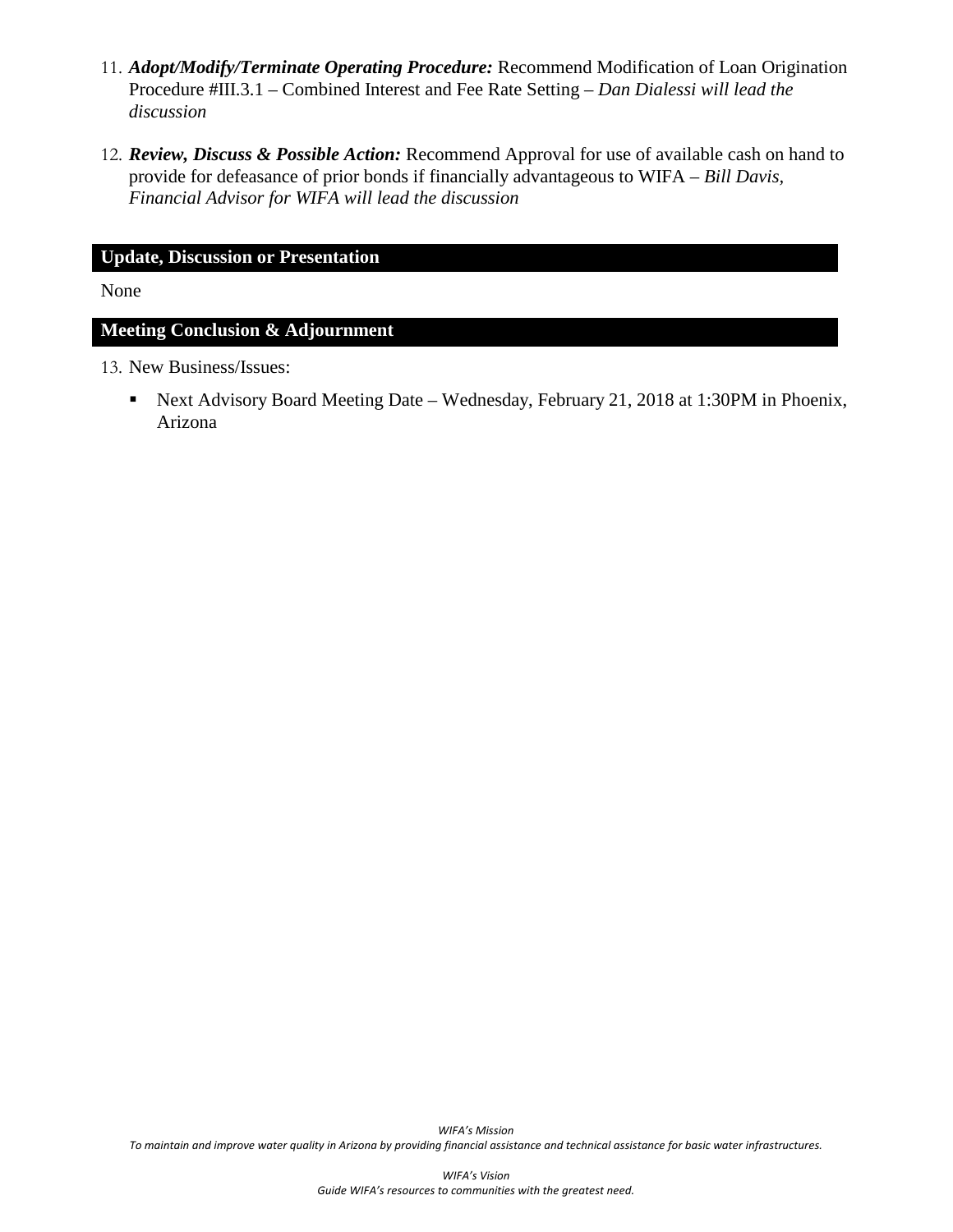11. ***Adopt/Modify/Terminate Operating Procedure:*** Recommend Modification of Loan Origination Procedure #III.3.1 – Combined Interest and Fee Rate Setting – *Dan Dialessi will lead the discussion*

12. ***Review, Discuss & Possible Action:*** Recommend Approval for use of available cash on hand to provide for defeasance of prior bonds if financially advantageous to WIFA – *Bill Davis, Financial Advisor for WIFA will lead the discussion*

## Update, Discussion or Presentation

None

## Meeting Conclusion & Adjournment

13. New Business/Issues:

    - Next Advisory Board Meeting Date – Wednesday, February 21, 2018 at 1:30PM in Phoenix, Arizona

*WIFA's Mission*
*To maintain and improve water quality in Arizona by providing financial assistance and technical assistance for basic water infrastructures.*

*WIFA's Vision*
*Guide WIFA's resources to communities with the greatest need.*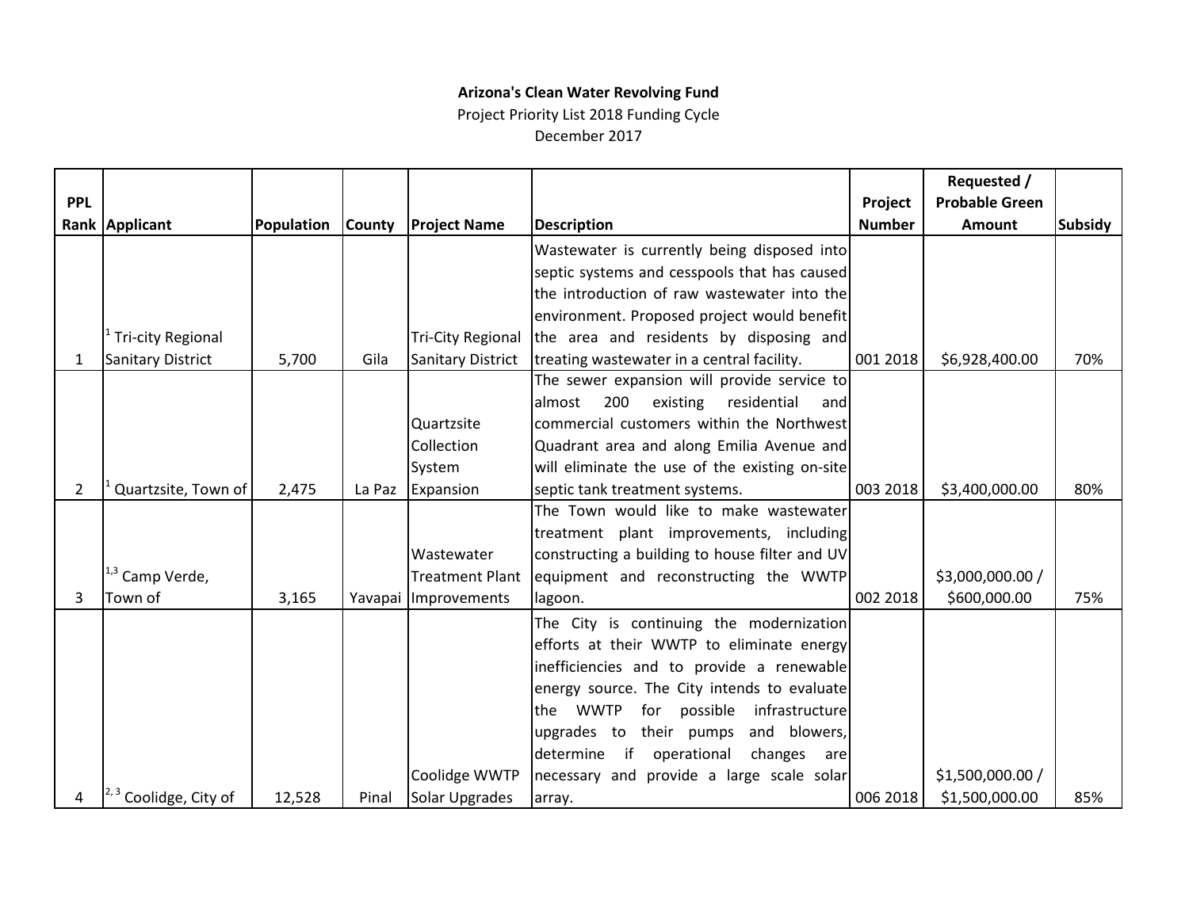**Arizona's Clean Water Revolving Fund**

Project Priority List 2018 Funding Cycle

December 2017

| PPL Rank | Applicant | Population | County | Project Name | Description | Project Number | Requested / Probable Green Amount | Subsidy |
|---|---|---|---|---|---|---|---|---|
| 1 | [1] Tri-city Regional Sanitary District | 5,700 | Gila | Tri-City Regional Sanitary District | Wastewater is currently being disposed into septic systems and cesspools that has caused the introduction of raw wastewater into the environment. Proposed project would benefit the area and residents by disposing and treating wastewater in a central facility. | 001 2018 | $6,928,400.00 | 70% |
| 2 | [1] Quartzsite, Town of | 2,475 | La Paz | Quartzsite Collection System Expansion | The sewer expansion will provide service to almost 200 existing residential and commercial customers within the Northwest Quadrant area and along Emilia Avenue and will eliminate the use of the existing on-site septic tank treatment systems. | 003 2018 | $3,400,000.00 | 80% |
| 3 | [1,3] Camp Verde, Town of | 3,165 | Yavapai | Wastewater Treatment Plant Improvements | The Town would like to make wastewater treatment plant improvements, including constructing a building to house filter and UV equipment and reconstructing the WWTP lagoon. | 002 2018 | $3,000,000.00 / $600,000.00 | 75% |
| 4 | [2, 3] Coolidge, City of | 12,528 | Pinal | Coolidge WWTP Solar Upgrades | The City is continuing the modernization efforts at their WWTP to eliminate energy inefficiencies and to provide a renewable energy source. The City intends to evaluate the WWTP for possible infrastructure upgrades to their pumps and blowers, determine if operational changes are necessary and provide a large scale solar array. | 006 2018 | $1,500,000.00 / $1,500,000.00 | 85% |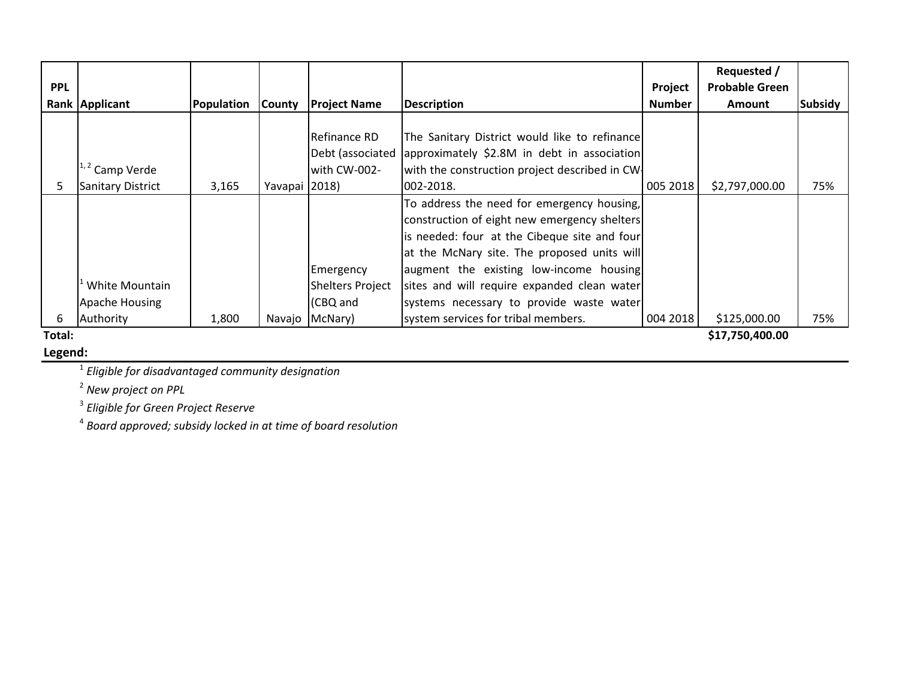| PPL Rank | Applicant | Population | County | Project Name | Description | Project Number | Requested / Probable Green Amount | Subsidy |
|---|---|---|---|---|---|---|---|---|
| 5 | [1, 2] Camp Verde Sanitary District | 3,165 | Yavapai | Refinance RD Debt (associated with CW-002-2018) | The Sanitary District would like to refinance approximately $2.8M in debt in association with the construction project described in CW-002-2018. | 005 2018 | $2,797,000.00 | 75% |
| 6 | [1] White Mountain Apache Housing Authority | 1,800 | Navajo | Emergency Shelters Project (CBQ and McNary) | To address the need for emergency housing, construction of eight new emergency shelters is needed: four at the Cibeque site and four at the McNary site. The proposed units will augment the existing low-income housing sites and will require expanded clean water systems necessary to provide waste water system services for tribal members. | 004 2018 | $125,000.00 | 75% |
| **Total:** | | | | | | | **$17,750,400.00** | |

**Legend:**

[1] *Eligible for disadvantaged community designation*

[2] *New project on PPL*

[3] *Eligible for Green Project Reserve*

[4] *Board approved; subsidy locked in at time of board resolution*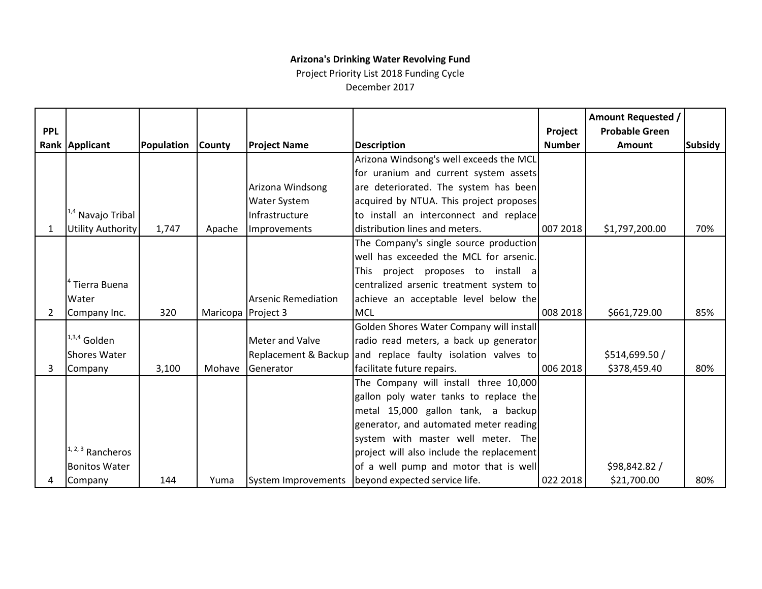**Arizona's Drinking Water Revolving Fund**

Project Priority List 2018 Funding Cycle

December 2017

| PPL Rank | Applicant | Population | County | Project Name | Description | Project Number | Amount Requested / Probable Green Amount | Subsidy |
|---|---|---|---|---|---|---|---|---|
| 1 | [1,4] Navajo Tribal Utility Authority | 1,747 | Apache | Arizona Windsong Water System Infrastructure Improvements | Arizona Windsong's well exceeds the MCL for uranium and current system assets are deteriorated. The system has been acquired by NTUA. This project proposes to install an interconnect and replace distribution lines and meters. | 007 2018 | $1,797,200.00 | 70% |
| 2 | [4] Tierra Buena Water Company Inc. | 320 | Maricopa | Arsenic Remediation Project 3 | The Company's single source production well has exceeded the MCL for arsenic. This project proposes to install a centralized arsenic treatment system to achieve an acceptable level below the MCL | 008 2018 | $661,729.00 | 85% |
| 3 | [1,3,4] Golden Shores Water Company | 3,100 | Mohave | Meter and Valve Replacement & Backup Generator | Golden Shores Water Company will install radio read meters, a back up generator and replace faulty isolation valves to facilitate future repairs. | 006 2018 | $514,699.50 / $378,459.40 | 80% |
| 4 | [1, 2, 3] Rancheros Bonitos Water Company | 144 | Yuma | System Improvements | The Company will install three 10,000 gallon poly water tanks to replace the metal 15,000 gallon tank, a backup generator, and automated meter reading system with master well meter. The project will also include the replacement of a well pump and motor that is well beyond expected service life. | 022 2018 | $98,842.82 / $21,700.00 | 80% |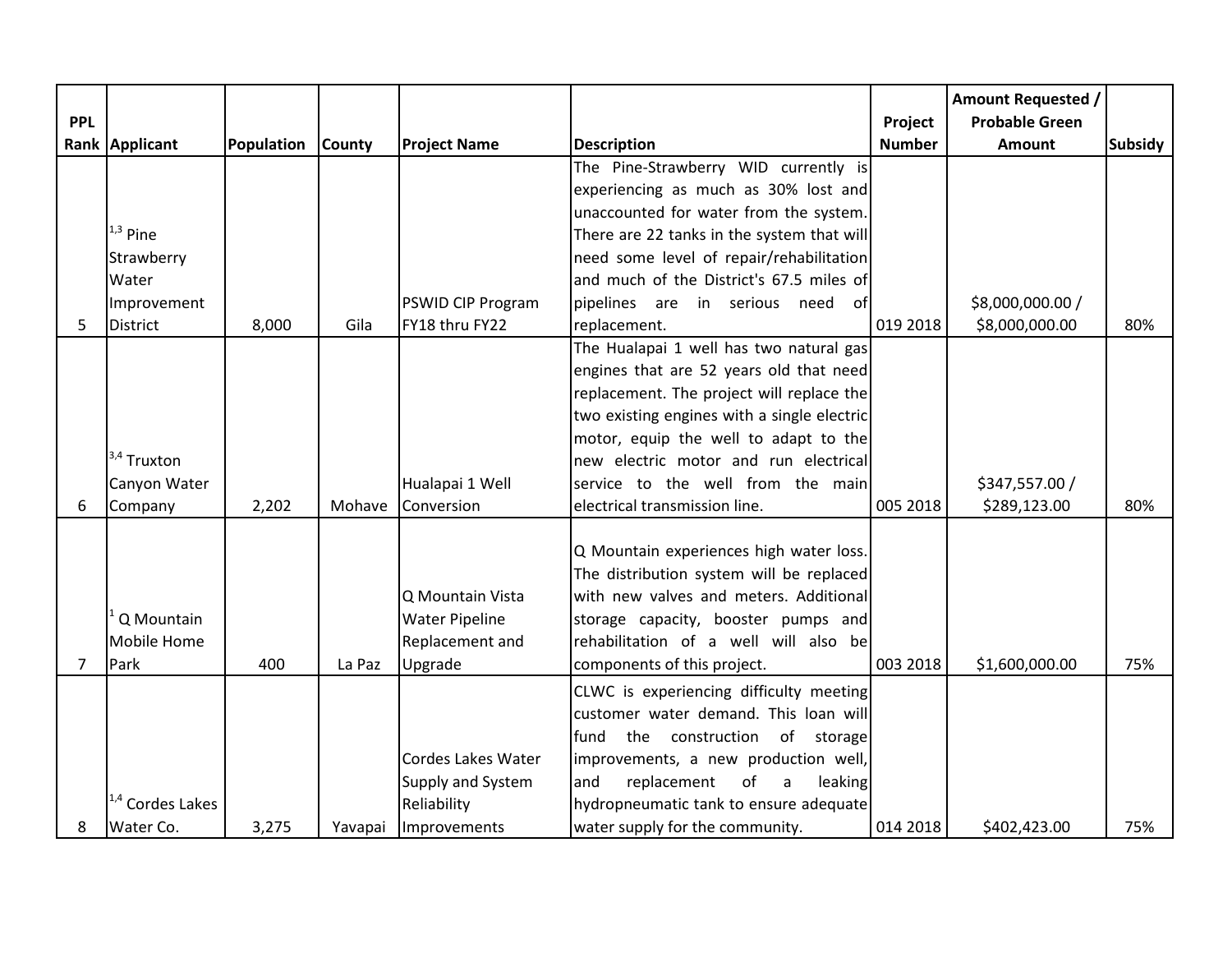| PPL Rank | Applicant | Population | County | Project Name | Description | Project Number | Amount Requested / Probable Green Amount | Subsidy |
|---|---|---|---|---|---|---|---|---|
| 5 | [1,3] Pine Strawberry Water Improvement District | 8,000 | Gila | PSWID CIP Program FY18 thru FY22 | The Pine-Strawberry WID currently is experiencing as much as 30% lost and unaccounted for water from the system. There are 22 tanks in the system that will need some level of repair/rehabilitation and much of the District's 67.5 miles of pipelines are in serious need of replacement. | 019 2018 | $8,000,000.00 / $8,000,000.00 | 80% |
| 6 | [3,4] Truxton Canyon Water Company | 2,202 | Mohave | Hualapai 1 Well Conversion | The Hualapai 1 well has two natural gas engines that are 52 years old that need replacement. The project will replace the two existing engines with a single electric motor, equip the well to adapt to the new electric motor and run electrical service to the well from the main electrical transmission line. | 005 2018 | $347,557.00 / $289,123.00 | 80% |
| 7 | [1] Q Mountain Mobile Home Park | 400 | La Paz | Q Mountain Vista Water Pipeline Replacement and Upgrade | Q Mountain experiences high water loss. The distribution system will be replaced with new valves and meters. Additional storage capacity, booster pumps and rehabilitation of a well will also be components of this project. | 003 2018 | $1,600,000.00 | 75% |
| 8 | [1,4] Cordes Lakes Water Co. | 3,275 | Yavapai | Cordes Lakes Water Supply and System Reliability Improvements | CLWC is experiencing difficulty meeting customer water demand. This loan will fund the construction of storage improvements, a new production well, and replacement of a leaking hydropneumatic tank to ensure adequate water supply for the community. | 014 2018 | $402,423.00 | 75% |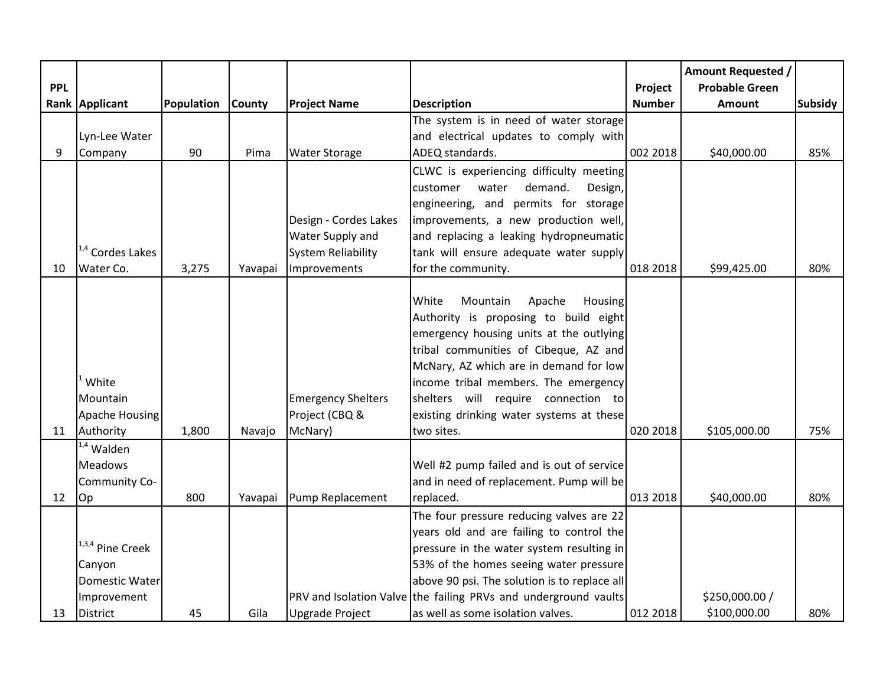| PPL Rank | Applicant | Population | County | Project Name | Description | Project Number | Amount Requested / Probable Green Amount | Subsidy |
|---|---|---|---|---|---|---|---|---|
| 9 | Lyn-Lee Water Company | 90 | Pima | Water Storage | The system is in need of water storage and electrical updates to comply with ADEQ standards. | 002 2018 | $40,000.00 | 85% |
| 10 | [1,4] Cordes Lakes Water Co. | 3,275 | Yavapai | Design - Cordes Lakes Water Supply and System Reliability Improvements | CLWC is experiencing difficulty meeting customer water demand. Design, engineering, and permits for storage improvements, a new production well, and replacing a leaking hydropneumatic tank will ensure adequate water supply for the community. | 018 2018 | $99,425.00 | 80% |
| 11 | [1] White Mountain Apache Housing Authority | 1,800 | Navajo | Emergency Shelters Project (CBQ & McNary) | White Mountain Apache Housing Authority is proposing to build eight emergency housing units at the outlying tribal communities of Cibeque, AZ and McNary, AZ which are in demand for low income tribal members. The emergency shelters will require connection to existing drinking water systems at these two sites. | 020 2018 | $105,000.00 | 75% |
| 12 | [1,4] Walden Meadows Community Co-Op | 800 | Yavapai | Pump Replacement | Well #2 pump failed and is out of service and in need of replacement. Pump will be replaced. | 013 2018 | $40,000.00 | 80% |
| 13 | [1,3,4] Pine Creek Canyon Domestic Water Improvement District | 45 | Gila | PRV and Isolation Valve Upgrade Project | The four pressure reducing valves are 22 years old and are failing to control the pressure in the water system resulting in 53% of the homes seeing water pressure above 90 psi. The solution is to replace all the failing PRVs and underground vaults as well as some isolation valves. | 012 2018 | $250,000.00 / $100,000.00 | 80% |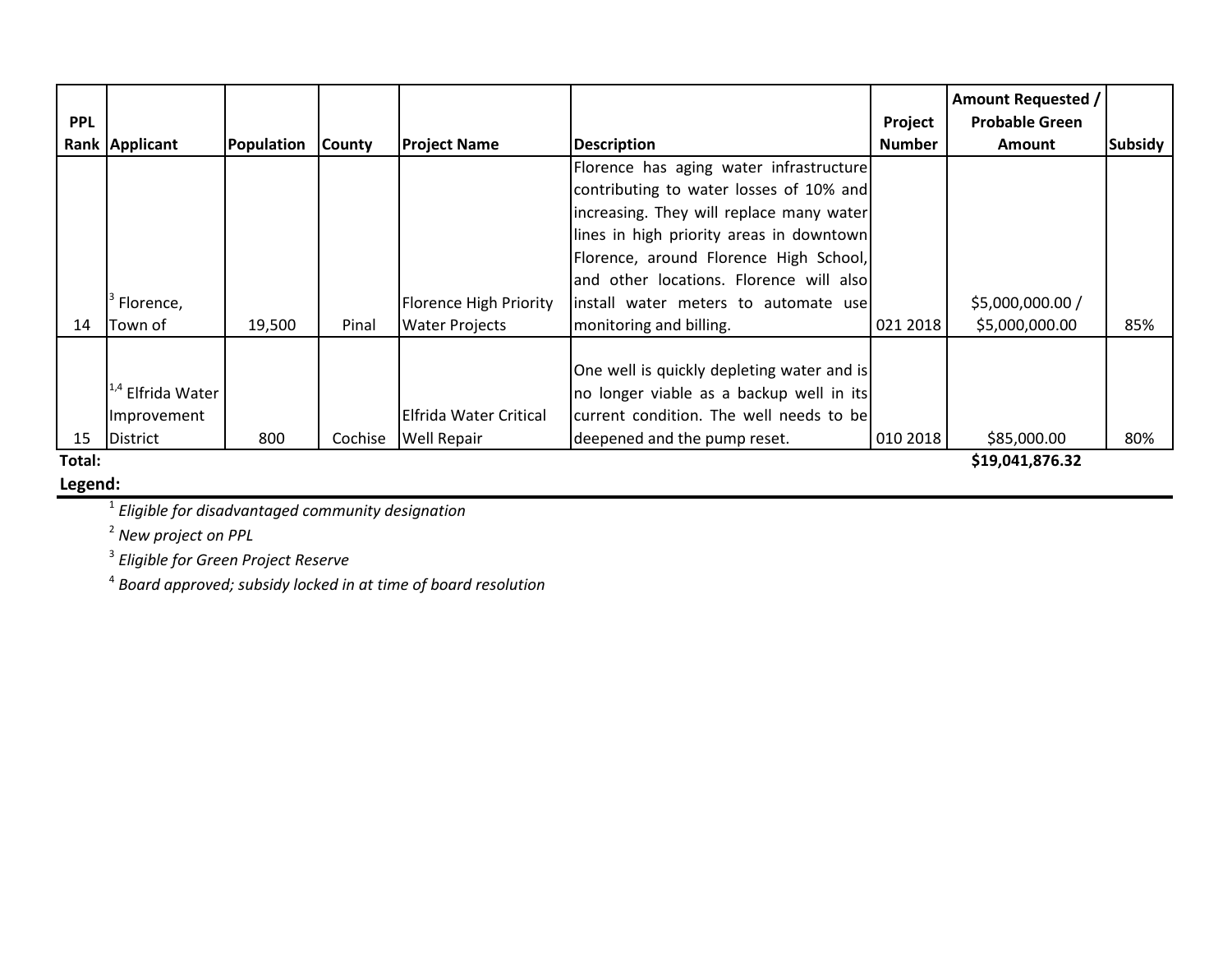| PPL Rank | Applicant | Population | County | Project Name | Description | Project Number | Amount Requested / Probable Green Amount | Subsidy |
|---|---|---|---|---|---|---|---|---|
| 14 | [3] Florence, Town of | 19,500 | Pinal | Florence High Priority Water Projects | Florence has aging water infrastructure contributing to water losses of 10% and increasing. They will replace many water lines in high priority areas in downtown Florence, around Florence High School, and other locations. Florence will also install water meters to automate use monitoring and billing. | 021 2018 | $5,000,000.00 / $5,000,000.00 | 85% |
| 15 | [1,4] Elfrida Water Improvement District | 800 | Cochise | Elfrida Water Critical Well Repair | One well is quickly depleting water and is no longer viable as a backup well in its current condition. The well needs to be deepened and the pump reset. | 010 2018 | $85,000.00 | 80% |
| **Total:** | | | | | | | **$19,041,876.32** | |

**Legend:**

[1] *Eligible for disadvantaged community designation*

[2] *New project on PPL*

[3] *Eligible for Green Project Reserve*

[4] *Board approved; subsidy locked in at time of board resolution*